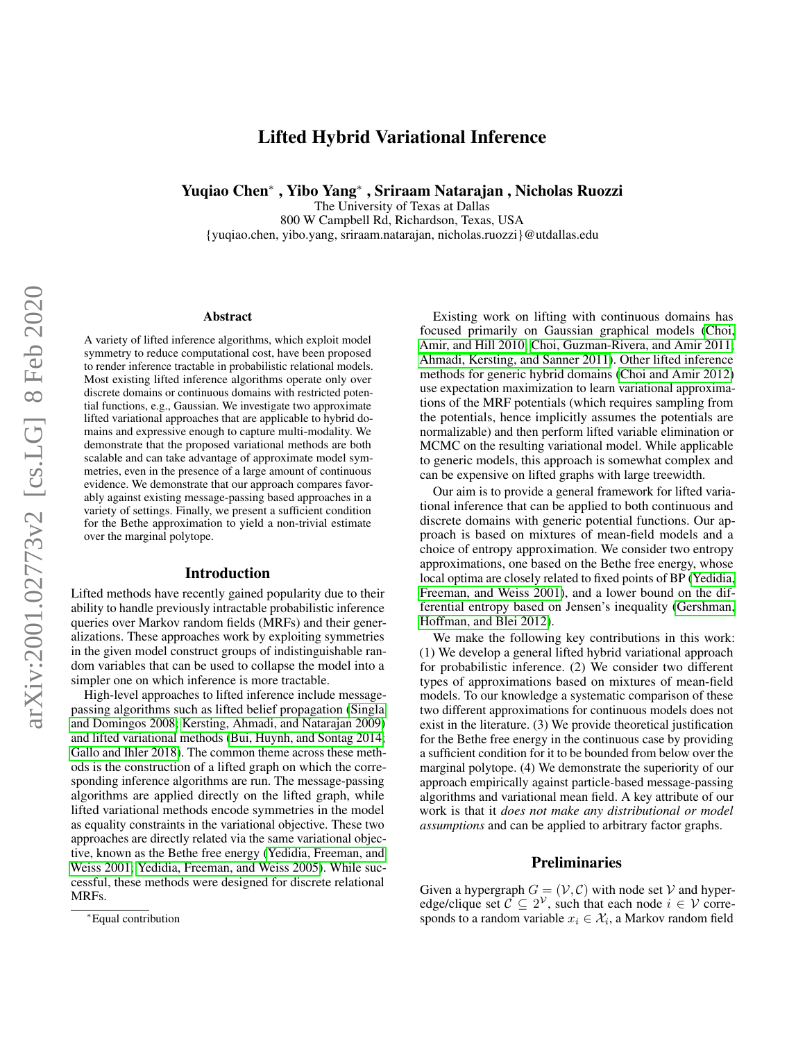# Lifted Hybrid Variational Inference

**Yuqiao Chen[*] , Yibo Yang[*] , Sriraam Natarajan , Nicholas Ruozzi**

The University of Texas at Dallas
800 W Campbell Rd, Richardson, Texas, USA
{yuqiao.chen, yibo.yang, sriraam.natarajan, nicholas.ruozzi}@utdallas.edu

## Abstract

A variety of lifted inference algorithms, which exploit model symmetry to reduce computational cost, have been proposed to render inference tractable in probabilistic relational models. Most existing lifted inference algorithms operate only over discrete domains or continuous domains with restricted potential functions, e.g., Gaussian. We investigate two approximate lifted variational approaches that are applicable to hybrid domains and expressive enough to capture multi-modality. We demonstrate that the proposed variational methods are both scalable and can take advantage of approximate model symmetries, even in the presence of a large amount of continuous evidence. We demonstrate that our approach compares favorably against existing message-passing based approaches in a variety of settings. Finally, we present a sufficient condition for the Bethe approximation to yield a non-trivial estimate over the marginal polytope.

## Introduction

Lifted methods have recently gained popularity due to their ability to handle previously intractable probabilistic inference queries over Markov random fields (MRFs) and their generalizations. These approaches work by exploiting symmetries in the given model construct groups of indistinguishable random variables that can be used to collapse the model into a simpler one on which inference is more tractable.

High-level approaches to lifted inference include message-passing algorithms such as lifted belief propagation (Singla and Domingos 2008; Kersting, Ahmadi, and Natarajan 2009) and lifted variational methods (Bui, Huynh, and Sontag 2014; Gallo and Ihler 2018). The common theme across these methods is the construction of a lifted graph on which the corresponding inference algorithms are run. The message-passing algorithms are applied directly on the lifted graph, while lifted variational methods encode symmetries in the model as equality constraints in the variational objective. These two approaches are directly related via the same variational objective, known as the Bethe free energy (Yedidia, Freeman, and Weiss 2001; Yedidia, Freeman, and Weiss 2005). While successful, these methods were designed for discrete relational MRFs.

Existing work on lifting with continuous domains has focused primarily on Gaussian graphical models (Choi, Amir, and Hill 2010; Choi, Guzman-Rivera, and Amir 2011; Ahmadi, Kersting, and Sanner 2011). Other lifted inference methods for generic hybrid domains (Choi and Amir 2012) use expectation maximization to learn variational approximations of the MRF potentials (which requires sampling from the potentials, hence implicitly assumes the potentials are normalizable) and then perform lifted variable elimination or MCMC on the resulting variational model. While applicable to generic models, this approach is somewhat complex and can be expensive on lifted graphs with large treewidth.

Our aim is to provide a general framework for lifted variational inference that can be applied to both continuous and discrete domains with generic potential functions. Our approach is based on mixtures of mean-field models and a choice of entropy approximation. We consider two entropy approximations, one based on the Bethe free energy, whose local optima are closely related to fixed points of BP (Yedidia, Freeman, and Weiss 2001), and a lower bound on the differential entropy based on Jensen's inequality (Gershman, Hoffman, and Blei 2012).

We make the following key contributions in this work: (1) We develop a general lifted hybrid variational approach for probabilistic inference. (2) We consider two different types of approximations based on mixtures of mean-field models. To our knowledge a systematic comparison of these two different approximations for continuous models does not exist in the literature. (3) We provide theoretical justification for the Bethe free energy in the continuous case by providing a sufficient condition for it to be bounded from below over the marginal polytope. (4) We demonstrate the superiority of our approach empirically against particle-based message-passing algorithms and variational mean field. A key attribute of our work is that it *does not make any distributional or model assumptions* and can be applied to arbitrary factor graphs.

## Preliminaries

Given a hypergraph $G = (\mathcal{V}, \mathcal{C})$ with node set $\mathcal{V}$ and hyperedge/clique set $\mathcal{C} \subseteq 2^{\mathcal{V}}$, such that each node $i \in \mathcal{V}$ corresponds to a random variable $x_i \in \mathcal{X}_i$, a Markov random field

[*]Equal contribution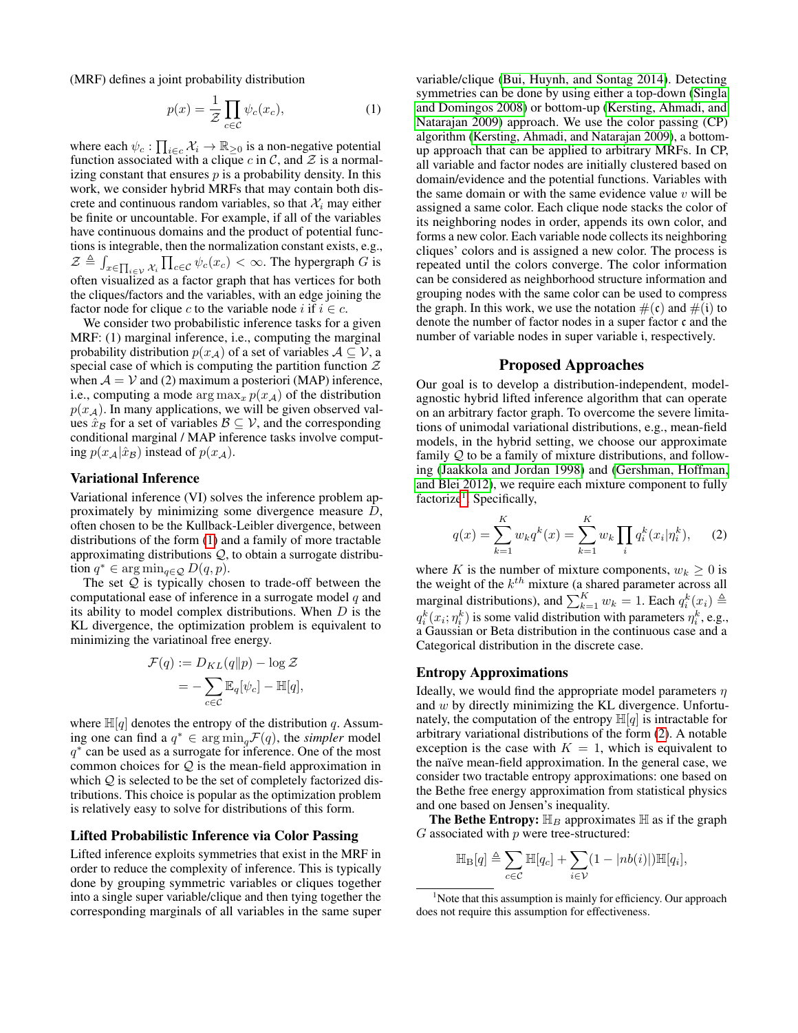(MRF) defines a joint probability distribution

$$p(x) = \frac{1}{\mathcal{Z}} \prod_{c \in \mathcal{C}} \psi_c(x_c), \tag{1}$$

where each $\psi_c : \prod_{i \in c} \mathcal{X}_i \to \mathbb{R}_{\geq 0}$ is a non-negative potential function associated with a clique $c$ in $\mathcal{C}$, and $\mathcal{Z}$ is a normalizing constant that ensures $p$ is a probability density. In this work, we consider hybrid MRFs that may contain both discrete and continuous random variables, so that $\mathcal{X}_i$ may either be finite or uncountable. For example, if all of the variables have continuous domains and the product of potential functions is integrable, then the normalization constant exists, e.g., $\mathcal{Z} \triangleq \int_{x \in \prod_{i \in \mathcal{V}} \mathcal{X}_i} \prod_{c \in \mathcal{C}} \psi_c(x_c) < \infty$. The hypergraph $G$ is often visualized as a factor graph that has vertices for both the cliques/factors and the variables, with an edge joining the factor node for clique $c$ to the variable node $i$ if $i \in c$.

We consider two probabilistic inference tasks for a given MRF: (1) marginal inference, i.e., computing the marginal probability distribution $p(x_{\mathcal{A}})$ of a set of variables $\mathcal{A} \subseteq \mathcal{V}$, a special case of which is computing the partition function $\mathcal{Z}$ when $\mathcal{A} = \mathcal{V}$ and (2) maximum a posteriori (MAP) inference, i.e., computing a mode $\arg\max_x p(x_{\mathcal{A}})$ of the distribution $p(x_{\mathcal{A}})$. In many applications, we will be given observed values $\hat{x}_{\mathcal{B}}$ for a set of variables $\mathcal{B} \subseteq \mathcal{V}$, and the corresponding conditional marginal / MAP inference tasks involve computing $p(x_{\mathcal{A}}|\hat{x}_{\mathcal{B}})$ instead of $p(x_{\mathcal{A}})$.

### Variational Inference

Variational inference (VI) solves the inference problem approximately by minimizing some divergence measure $D$, often chosen to be the Kullback-Leibler divergence, between distributions of the form (1) and a family of more tractable approximating distributions $\mathcal{Q}$, to obtain a surrogate distribution $q^* \in \arg\min_{q \in \mathcal{Q}} D(q, p)$.

The set $\mathcal{Q}$ is typically chosen to trade-off between the computational ease of inference in a surrogate model $q$ and its ability to model complex distributions. When $D$ is the KL divergence, the optimization problem is equivalent to minimizing the variatinoal free energy.

$$\begin{aligned} \mathcal{F}(q) &:= D_{KL}(q \| p) - \log \mathcal{Z} \\ &= -\sum_{c \in \mathcal{C}} \mathbb{E}_q[\psi_c] - \mathbb{H}[q], \end{aligned}$$

where $\mathbb{H}[q]$ denotes the entropy of the distribution $q$. Assuming one can find a $q^* \in \arg\min_q \mathcal{F}(q)$, the *simpler* model $q^*$ can be used as a surrogate for inference. One of the most common choices for $\mathcal{Q}$ is the mean-field approximation in which $\mathcal{Q}$ is selected to be the set of completely factorized distributions. This choice is popular as the optimization problem is relatively easy to solve for distributions of this form.

### Lifted Probabilistic Inference via Color Passing

Lifted inference exploits symmetries that exist in the MRF in order to reduce the complexity of inference. This is typically done by grouping symmetric variables or cliques together into a single super variable/clique and then tying together the corresponding marginals of all variables in the same super variable/clique (Bui, Huynh, and Sontag 2014). Detecting symmetries can be done by using either a top-down (Singla and Domingos 2008) or bottom-up (Kersting, Ahmadi, and Natarajan 2009) approach. We use the color passing (CP) algorithm (Kersting, Ahmadi, and Natarajan 2009), a bottom-up approach that can be applied to arbitrary MRFs. In CP, all variable and factor nodes are initially clustered based on domain/evidence and the potential functions. Variables with the same domain or with the same evidence value $v$ will be assigned a same color. Each clique node stacks the color of its neighboring nodes in order, appends its own color, and forms a new color. Each variable node collects its neighboring cliques' colors and is assigned a new color. The process is repeated until the colors converge. The color information can be considered as neighborhood structure information and grouping nodes with the same color can be used to compress the graph. In this work, we use the notation $\#(\mathfrak{c})$ and $\#(\mathfrak{i})$ to denote the number of factor nodes in a super factor $\mathfrak{c}$ and the number of variable nodes in super variable $\mathfrak{i}$, respectively.

## Proposed Approaches

Our goal is to develop a distribution-independent, model-agnostic hybrid lifted inference algorithm that can operate on an arbitrary factor graph. To overcome the severe limitations of unimodal variational distributions, e.g., mean-field models, in the hybrid setting, we choose our approximate family $\mathcal{Q}$ to be a family of mixture distributions, and following (Jaakkola and Jordan 1998) and (Gershman, Hoffman, and Blei 2012), we require each mixture component to fully factorize[1]. Specifically,

$$q(x) = \sum_{k=1}^{K} w_k q^k(x) = \sum_{k=1}^{K} w_k \prod_i q_i^k(x_i|\eta_i^k), \tag{2}$$

where $K$ is the number of mixture components, $w_k \geq 0$ is the weight of the $k^{th}$ mixture (a shared parameter across all marginal distributions), and $\sum_{k=1}^{K} w_k = 1$. Each $q_i^k(x_i) \triangleq q_i^k(x_i; \eta_i^k)$ is some valid distribution with parameters $\eta_i^k$, e.g., a Gaussian or Beta distribution in the continuous case and a Categorical distribution in the discrete case.

### Entropy Approximations

Ideally, we would find the appropriate model parameters $\eta$ and $w$ by directly minimizing the KL divergence. Unfortunately, the computation of the entropy $\mathbb{H}[q]$ is intractable for arbitrary variational distributions of the form (2). A notable exception is the case with $K = 1$, which is equivalent to the naïve mean-field approximation. In the general case, we consider two tractable entropy approximations: one based on the Bethe free energy approximation from statistical physics and one based on Jensen's inequality.

**The Bethe Entropy:** $\mathbb{H}_B$ approximates $\mathbb{H}$ as if the graph $G$ associated with $p$ were tree-structured:

$$\mathbb{H}_{\mathrm{B}}[q] \triangleq \sum_{c \in \mathcal{C}} \mathbb{H}[q_c] + \sum_{i \in \mathcal{V}} (1 - |nb(i)|) \mathbb{H}[q_i],$$

[1] Note that this assumption is mainly for efficiency. Our approach does not require this assumption for effectiveness.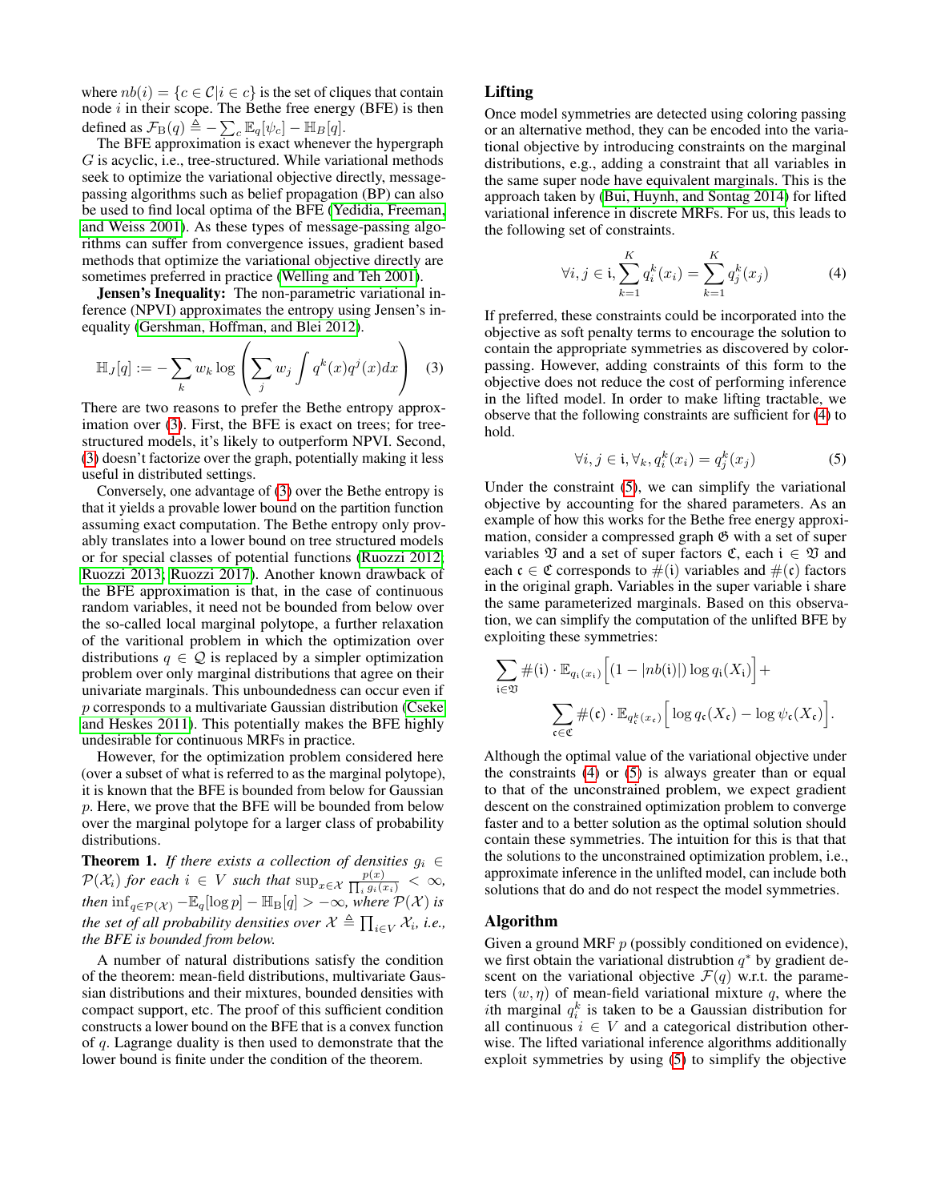where $nb(i) = \{c \in \mathcal{C} | i \in c\}$ is the set of cliques that contain node $i$ in their scope. The Bethe free energy (BFE) is then defined as $\mathcal{F}_{\mathrm{B}}(q) \triangleq -\sum_c \mathbb{E}_q[\psi_c] - \mathbb{H}_B[q]$.

The BFE approximation is exact whenever the hypergraph $G$ is acyclic, i.e., tree-structured. While variational methods seek to optimize the variational objective directly, message-passing algorithms such as belief propagation (BP) can also be used to find local optima of the BFE (Yedidia, Freeman, and Weiss 2001). As these types of message-passing algorithms can suffer from convergence issues, gradient based methods that optimize the variational objective directly are sometimes preferred in practice (Welling and Teh 2001).

**Jensen's Inequality:** The non-parametric variational inference (NPVI) approximates the entropy using Jensen's inequality (Gershman, Hoffman, and Blei 2012).

$$\mathbb{H}_J[q] := -\sum_k w_k \log \left( \sum_j w_j \int q^k(x) q^j(x) dx \right) \quad (3)$$

There are two reasons to prefer the Bethe entropy approximation over (3). First, the BFE is exact on trees; for tree-structured models, it's likely to outperform NPVI. Second, (3) doesn't factorize over the graph, potentially making it less useful in distributed settings.

Conversely, one advantage of (3) over the Bethe entropy is that it yields a provable lower bound on the partition function assuming exact computation. The Bethe entropy only provably translates into a lower bound on tree structured models or for special classes of potential functions (Ruozzi 2012; Ruozzi 2013; Ruozzi 2017). Another known drawback of the BFE approximation is that, in the case of continuous random variables, it need not be bounded from below over the so-called local marginal polytope, a further relaxation of the varitional problem in which the optimization over distributions $q \in \mathcal{Q}$ is replaced by a simpler optimization problem over only marginal distributions that agree on their univariate marginals. This unboundedness can occur even if $p$ corresponds to a multivariate Gaussian distribution (Cseke and Heskes 2011). This potentially makes the BFE highly undesirable for continuous MRFs in practice.

However, for the optimization problem considered here (over a subset of what is referred to as the marginal polytope), it is known that the BFE is bounded from below for Gaussian $p$. Here, we prove that the BFE will be bounded from below over the marginal polytope for a larger class of probability distributions.

**Theorem 1.** *If there exists a collection of densities $g_i \in \mathcal{P}(\mathcal{X}_i)$ for each $i \in V$ such that $\sup_{x \in \mathcal{X}} \frac{p(x)}{\prod_i g_i(x_i)} < \infty$, then $\inf_{q \in \mathcal{P}(\mathcal{X})} -\mathbb{E}_q[\log p] - \mathbb{H}_{\mathrm{B}}[q] > -\infty$, where $\mathcal{P}(\mathcal{X})$ is the set of all probability densities over $\mathcal{X} \triangleq \prod_{i \in V} \mathcal{X}_i$, i.e., the BFE is bounded from below.*

A number of natural distributions satisfy the condition of the theorem: mean-field distributions, multivariate Gaussian distributions and their mixtures, bounded densities with compact support, etc. The proof of this sufficient condition constructs a lower bound on the BFE that is a convex function of $q$. Lagrange duality is then used to demonstrate that the lower bound is finite under the condition of the theorem.

## Lifting

Once model symmetries are detected using coloring passing or an alternative method, they can be encoded into the variational objective by introducing constraints on the marginal distributions, e.g., adding a constraint that all variables in the same super node have equivalent marginals. This is the approach taken by (Bui, Huynh, and Sontag 2014) for lifted variational inference in discrete MRFs. For us, this leads to the following set of constraints.

$$\forall i, j \in \mathfrak{i}, \sum_{k=1}^{K} q_i^k(x_i) = \sum_{k=1}^{K} q_j^k(x_j) \quad (4)$$

If preferred, these constraints could be incorporated into the objective as soft penalty terms to encourage the solution to contain the appropriate symmetries as discovered by color-passing. However, adding constraints of this form to the objective does not reduce the cost of performing inference in the lifted model. In order to make lifting tractable, we observe that the following constraints are sufficient for (4) to hold.

$$\forall i, j \in \mathfrak{i}, \forall_k, q_i^k(x_i) = q_j^k(x_j) \quad (5)$$

Under the constraint (5), we can simplify the variational objective by accounting for the shared parameters. As an example of how this works for the Bethe free energy approximation, consider a compressed graph $\mathfrak{G}$ with a set of super variables $\mathfrak{V}$ and a set of super factors $\mathfrak{C}$, each $\mathfrak{i} \in \mathfrak{V}$ and each $\mathfrak{c} \in \mathfrak{C}$ corresponds to $\#(\mathfrak{i})$ variables and $\#(\mathfrak{c})$ factors in the original graph. Variables in the super variable $\mathfrak{i}$ share the same parameterized marginals. Based on this observation, we can simplify the computation of the unlifted BFE by exploiting these symmetries:

$$\sum_{\mathfrak{i} \in \mathfrak{V}} \#(\mathfrak{i}) \cdot \mathbb{E}_{q_{\mathfrak{i}}(x_{\mathfrak{i}})} \Big[ (1 - |nb(\mathfrak{i})|) \log q_{\mathfrak{i}}(X_{\mathfrak{i}}) \Big] + \\ \sum_{\mathfrak{c} \in \mathfrak{C}} \#(\mathfrak{c}) \cdot \mathbb{E}_{q_{\mathfrak{c}}^k(x_{\mathfrak{c}})} \Big[ \log q_{\mathfrak{c}}(X_{\mathfrak{c}}) - \log \psi_{\mathfrak{c}}(X_{\mathfrak{c}}) \Big].$$

Although the optimal value of the variational objective under the constraints (4) or (5) is always greater than or equal to that of the unconstrained problem, we expect gradient descent on the constrained optimization problem to converge faster and to a better solution as the optimal solution should contain these symmetries. The intuition for this is that that the solutions to the unconstrained optimization problem, i.e., approximate inference in the unlifted model, can include both solutions that do and do not respect the model symmetries.

## Algorithm

Given a ground MRF $p$ (possibly conditioned on evidence), we first obtain the variational distrubtion $q^*$ by gradient descent on the variational objective $\mathcal{F}(q)$ w.r.t. the parameters $(w, \eta)$ of mean-field variational mixture $q$, where the $i$th marginal $q_i^k$ is taken to be a Gaussian distribution for all continuous $i \in V$ and a categorical distribution otherwise. The lifted variational inference algorithms additionally exploit symmetries by using (5) to simplify the objective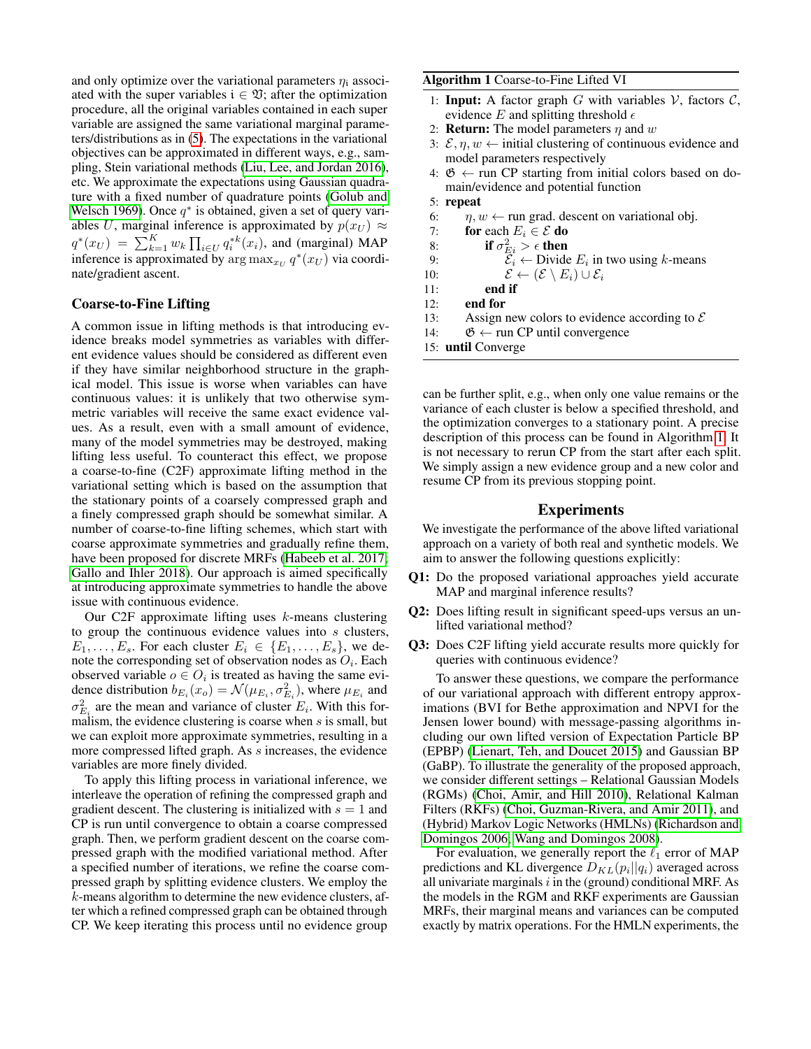and only optimize over the variational parameters $\eta_{\mathfrak{i}}$ associated with the super variables $\mathfrak{i} \in \mathfrak{V}$; after the optimization procedure, all the original variables contained in each super variable are assigned the same variational marginal parameters/distributions as in (5). The expectations in the variational objectives can be approximated in different ways, e.g., sampling, Stein variational methods (Liu, Lee, and Jordan 2016), etc. We approximate the expectations using Gaussian quadrature with a fixed number of quadrature points (Golub and Welsch 1969). Once $q^*$ is obtained, given a set of query variables $U$, marginal inference is approximated by $p(x_U) \approx q^*(x_U) = \sum_{k=1}^{K} w_k \prod_{i \in U} q_i^{*k}(x_i)$, and (marginal) MAP inference is approximated by $\arg\max_{x_U} q^*(x_U)$ via coordinate/gradient ascent.

## Coarse-to-Fine Lifting

A common issue in lifting methods is that introducing evidence breaks model symmetries as variables with different evidence values should be considered as different even if they have similar neighborhood structure in the graphical model. This issue is worse when variables can have continuous values: it is unlikely that two otherwise symmetric variables will receive the same exact evidence values. As a result, even with a small amount of evidence, many of the model symmetries may be destroyed, making lifting less useful. To counteract this effect, we propose a coarse-to-fine (C2F) approximate lifting method in the variational setting which is based on the assumption that the stationary points of a coarsely compressed graph and a finely compressed graph should be somewhat similar. A number of coarse-to-fine lifting schemes, which start with coarse approximate symmetries and gradually refine them, have been proposed for discrete MRFs (Habeeb et al. 2017; Gallo and Ihler 2018). Our approach is aimed specifically at introducing approximate symmetries to handle the above issue with continuous evidence.

Our C2F approximate lifting uses $k$-means clustering to group the continuous evidence values into $s$ clusters, $E_1, \dots, E_s$. For each cluster $E_i \in \{E_1, \dots, E_s\}$, we denote the corresponding set of observation nodes as $O_i$. Each observed variable $o \in O_i$ is treated as having the same evidence distribution $b_{E_i}(x_o) = \mathcal{N}(\mu_{E_i}, \sigma_{E_i}^2)$, where $\mu_{E_i}$ and $\sigma_{E_i}^2$ are the mean and variance of cluster $E_i$. With this formalism, the evidence clustering is coarse when $s$ is small, but we can exploit more approximate symmetries, resulting in a more compressed lifted graph. As $s$ increases, the evidence variables are more finely divided.

To apply this lifting process in variational inference, we interleave the operation of refining the compressed graph and gradient descent. The clustering is initialized with $s = 1$ and CP is run until convergence to obtain a coarse compressed graph. Then, we perform gradient descent on the coarse compressed graph with the modified variational method. After a specified number of iterations, we refine the coarse compressed graph by splitting evidence clusters. We employ the $k$-means algorithm to determine the new evidence clusters, after which a refined compressed graph can be obtained through CP. We keep iterating this process until no evidence group can be further split, e.g., when only one value remains or the variance of each cluster is below a specified threshold, and the optimization converges to a stationary point. A precise description of this process can be found in Algorithm 1. It is not necessary to rerun CP from the start after each split. We simply assign a new evidence group and a new color and resume CP from its previous stopping point.

**Algorithm 1** Coarse-to-Fine Lifted VI

1: **Input:** A factor graph $G$ with variables $\mathcal{V}$, factors $\mathcal{C}$, evidence $E$ and splitting threshold $\epsilon$
2: **Return:** The model parameters $\eta$ and $w$
3: $\mathcal{E}, \eta, w \leftarrow$ initial clustering of continuous evidence and model parameters respectively
4: $\mathfrak{G} \leftarrow$ run CP starting from initial colors based on domain/evidence and potential function
5: **repeat**
6: $\quad \eta, w \leftarrow$ run grad. descent on variational obj.
7: $\quad$ **for** each $E_i \in \mathcal{E}$ **do**
8: $\quad\quad$ **if** $\sigma_{Ei}^2 > \epsilon$ **then**
9: $\quad\quad\quad \mathcal{E}_i \leftarrow$ Divide $E_i$ in two using $k$-means
10: $\quad\quad\quad \mathcal{E} \leftarrow (\mathcal{E} \setminus E_i) \cup \mathcal{E}_i$
11: $\quad\quad$ **end if**
12: $\quad$ **end for**
13: $\quad$ Assign new colors to evidence according to $\mathcal{E}$
14: $\quad \mathfrak{G} \leftarrow$ run CP until convergence
15: **until** Converge

## Experiments

We investigate the performance of the above lifted variational approach on a variety of both real and synthetic models. We aim to answer the following questions explicitly:

- **Q1:** Do the proposed variational approaches yield accurate MAP and marginal inference results?
- **Q2:** Does lifting result in significant speed-ups versus an unlifted variational method?
- **Q3:** Does C2F lifting yield accurate results more quickly for queries with continuous evidence?

To answer these questions, we compare the performance of our variational approach with different entropy approximations (BVI for Bethe approximation and NPVI for the Jensen lower bound) with message-passing algorithms including our own lifted version of Expectation Particle BP (EPBP) (Lienart, Teh, and Doucet 2015) and Gaussian BP (GaBP). To illustrate the generality of the proposed approach, we consider different settings – Relational Gaussian Models (RGMs) (Choi, Amir, and Hill 2010), Relational Kalman Filters (RKFs) (Choi, Guzman-Rivera, and Amir 2011), and (Hybrid) Markov Logic Networks (HMLNs) (Richardson and Domingos 2006; Wang and Domingos 2008).

For evaluation, we generally report the $\ell_1$ error of MAP predictions and KL divergence $D_{KL}(p_i||q_i)$ averaged across all univariate marginals $i$ in the (ground) conditional MRF. As the models in the RGM and RKF experiments are Gaussian MRFs, their marginal means and variances can be computed exactly by matrix operations. For the HMLN experiments, the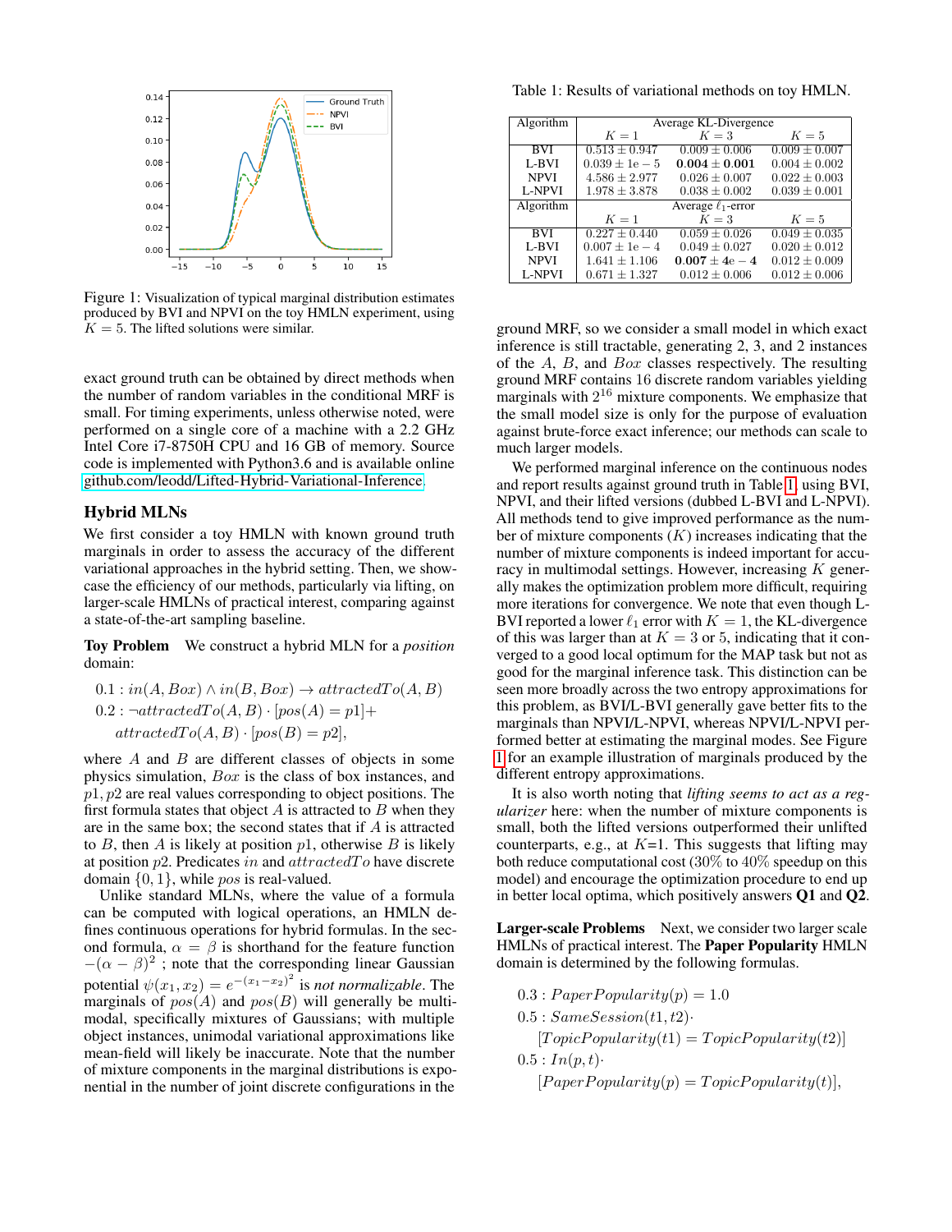Figure 1: Visualization of typical marginal distribution estimates produced by BVI and NPVI on the toy HMLN experiment, using $K = 5$. The lifted solutions were similar.

exact ground truth can be obtained by direct methods when the number of random variables in the conditional MRF is small. For timing experiments, unless otherwise noted, were performed on a single core of a machine with a 2.2 GHz Intel Core i7-8750H CPU and 16 GB of memory. Source code is implemented with Python3.6 and is available online github.com/leodd/Lifted-Hybrid-Variational-Inference.

## Hybrid MLNs

We first consider a toy HMLN with known ground truth marginals in order to assess the accuracy of the different variational approaches in the hybrid setting. Then, we showcase the efficiency of our methods, particularly via lifting, on larger-scale HMLNs of practical interest, comparing against a state-of-the-art sampling baseline.

**Toy Problem** We construct a hybrid MLN for a *position* domain:

$$0.1 : in(A, Box) \wedge in(B, Box) \rightarrow attractedTo(A, B)$$
$$0.2 : \neg attractedTo(A, B) \cdot [pos(A) = p1] + attractedTo(A, B) \cdot [pos(B) = p2],$$

where $A$ and $B$ are different classes of objects in some physics simulation, $Box$ is the class of box instances, and $p1, p2$ are real values corresponding to object positions. The first formula states that object $A$ is attracted to $B$ when they are in the same box; the second states that if $A$ is attracted to $B$, then $A$ is likely at position $p1$, otherwise $B$ is likely at position $p2$. Predicates $in$ and $attractedTo$ have discrete domain $\{0, 1\}$, while $pos$ is real-valued.

Unlike standard MLNs, where the value of a formula can be computed with logical operations, an HMLN defines continuous operations for hybrid formulas. In the second formula, $\alpha = \beta$ is shorthand for the feature function $-(\alpha - \beta)^2$ ; note that the corresponding linear Gaussian potential $\psi(x_1, x_2) = e^{-(x_1 - x_2)^2}$ is *not normalizable*. The marginals of $pos(A)$ and $pos(B)$ will generally be multi-modal, specifically mixtures of Gaussians; with multiple object instances, unimodal variational approximations like mean-field will likely be inaccurate. Note that the number of mixture components in the marginal distributions is exponential in the number of joint discrete configurations in the ground MRF, so we consider a small model in which exact inference is still tractable, generating 2, 3, and 2 instances of the $A$, $B$, and $Box$ classes respectively. The resulting ground MRF contains 16 discrete random variables yielding marginals with $2^{16}$ mixture components. We emphasize that the small model size is only for the purpose of evaluation against brute-force exact inference; our methods can scale to much larger models.

Table 1: Results of variational methods on toy HMLN.

| Algorithm | Average KL-Divergence | | |
|---|---|---|---|
| | $K=1$ | $K=3$ | $K=5$ |
| BVI | $0.513 \pm 0.947$ | $0.009 \pm 0.006$ | $0.009 \pm 0.007$ |
| L-BVI | $0.039 \pm 1\text{e}-5$ | $\mathbf{0.004 \pm 0.001}$ | $0.004 \pm 0.002$ |
| NPVI | $4.586 \pm 2.977$ | $0.026 \pm 0.007$ | $0.022 \pm 0.003$ |
| L-NPVI | $1.978 \pm 3.878$ | $0.038 \pm 0.002$ | $0.039 \pm 0.001$ |
| **Algorithm** | **Average $\ell_1$-error** | | |
| | $K=1$ | $K=3$ | $K=5$ |
| BVI | $0.227 \pm 0.440$ | $0.059 \pm 0.026$ | $0.049 \pm 0.035$ |
| L-BVI | $0.007 \pm 1\text{e}-4$ | $0.049 \pm 0.027$ | $0.020 \pm 0.012$ |
| NPVI | $1.641 \pm 1.106$ | $\mathbf{0.007 \pm 4\text{e}-4}$ | $0.012 \pm 0.009$ |
| L-NPVI | $0.671 \pm 1.327$ | $0.012 \pm 0.006$ | $0.012 \pm 0.006$ |

We performed marginal inference on the continuous nodes and report results against ground truth in Table 1, using BVI, NPVI, and their lifted versions (dubbed L-BVI and L-NPVI). All methods tend to give improved performance as the number of mixture components ($K$) increases indicating that the number of mixture components is indeed important for accuracy in multimodal settings. However, increasing $K$ generally makes the optimization problem more difficult, requiring more iterations for convergence. We note that even though L-BVI reported a lower $\ell_1$ error with $K = 1$, the KL-divergence of this was larger than at $K = 3$ or 5, indicating that it converged to a good local optimum for the MAP task but not as good for the marginal inference task. This distinction can be seen more broadly across the two entropy approximations for this problem, as BVI/L-BVI generally gave better fits to the marginals than NPVI/L-NPVI, whereas NPVI/L-NPVI performed better at estimating the marginal modes. See Figure 1 for an example illustration of marginals produced by the different entropy approximations.

It is also worth noting that *lifting seems to act as a regularizer* here: when the number of mixture components is small, both the lifted versions outperformed their unlifted counterparts, e.g., at $K$=1. This suggests that lifting may both reduce computational cost (30% to 40% speedup on this model) and encourage the optimization procedure to end up in better local optima, which positively answers **Q1** and **Q2**.

**Larger-scale Problems** Next, we consider two larger scale HMLNs of practical interest. The **Paper Popularity** HMLN domain is determined by the following formulas.

$$0.3 : PaperPopularity(p) = 1.0$$
$$0.5 : SameSession(t1, t2) \cdot [TopicPopularity(t1) = TopicPopularity(t2)]$$
$$0.5 : In(p, t) \cdot [PaperPopularity(p) = TopicPopularity(t)],$$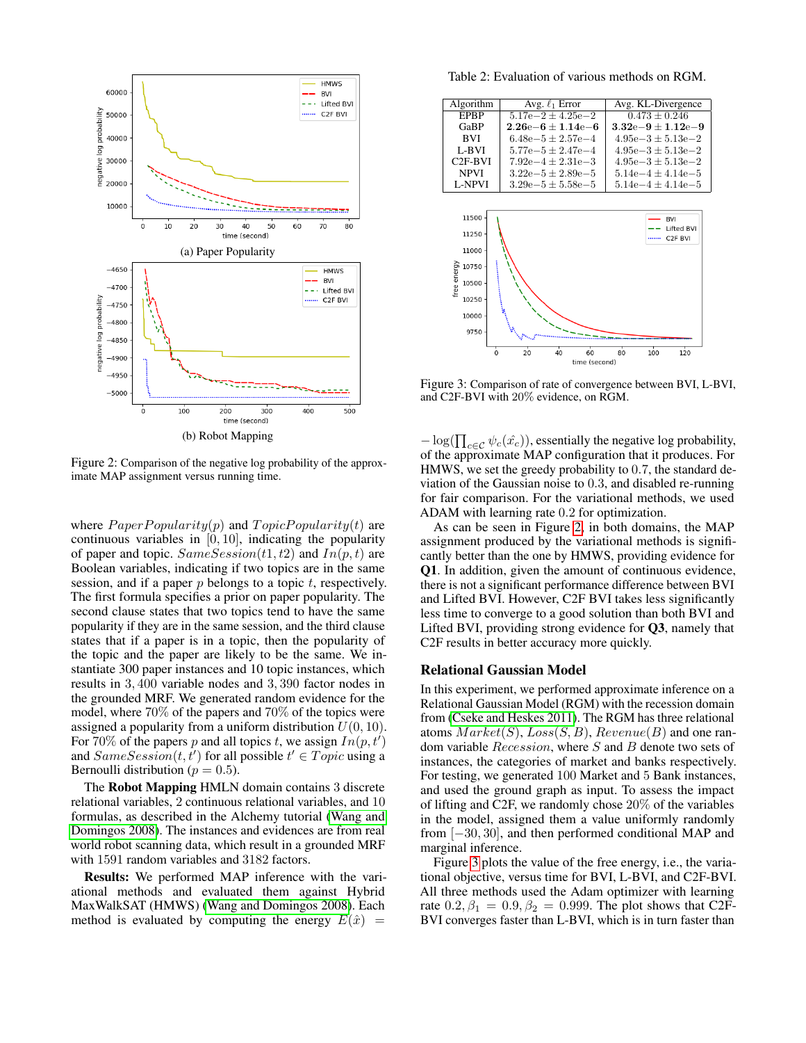(a) Paper Popularity

(b) Robot Mapping

Figure 2: Comparison of the negative log probability of the approximate MAP assignment versus running time.

where $PaperPopularity(p)$ and $TopicPopularity(t)$ are continuous variables in $[0, 10]$, indicating the popularity of paper and topic. $SameSession(t1, t2)$ and $In(p, t)$ are Boolean variables, indicating if two topics are in the same session, and if a paper $p$ belongs to a topic $t$, respectively. The first formula specifies a prior on paper popularity. The second clause states that two topics tend to have the same popularity if they are in the same session, and the third clause states that if a paper is in a topic, then the popularity of the topic and the paper are likely to be the same. We instantiate 300 paper instances and 10 topic instances, which results in $3,400$ variable nodes and $3,390$ factor nodes in the grounded MRF. We generated random evidence for the model, where 70% of the papers and 70% of the topics were assigned a popularity from a uniform distribution $U(0, 10)$. For 70% of the papers $p$ and all topics $t$, we assign $In(p, t')$ and $SameSession(t, t')$ for all possible $t' \in Topic$ using a Bernoulli distribution ($p = 0.5$).

The **Robot Mapping** HMLN domain contains 3 discrete relational variables, 2 continuous relational variables, and 10 formulas, as described in the Alchemy tutorial (Wang and Domingos 2008). The instances and evidences are from real world robot scanning data, which result in a grounded MRF with 1591 random variables and 3182 factors.

**Results:** We performed MAP inference with the variational methods and evaluated them against Hybrid MaxWalkSAT (HMWS) (Wang and Domingos 2008). Each method is evaluated by computing the energy $E(\hat{x}) = -\log(\prod_{c \in \mathcal{C}} \psi_c(\hat{x}_c))$, essentially the negative log probability, of the approximate MAP configuration that it produces. For HMWS, we set the greedy probability to $0.7$, the standard deviation of the Gaussian noise to $0.3$, and disabled re-running for fair comparison. For the variational methods, we used ADAM with learning rate $0.2$ for optimization.

As can be seen in Figure 2, in both domains, the MAP assignment produced by the variational methods is significantly better than the one by HMWS, providing evidence for **Q1**. In addition, given the amount of continuous evidence, there is not a significant performance difference between BVI and Lifted BVI. However, C2F BVI takes less significantly less time to converge to a good solution than both BVI and Lifted BVI, providing strong evidence for **Q3**, namely that C2F results in better accuracy more quickly.

Table 2: Evaluation of various methods on RGM.

| Algorithm | Avg. $\ell_1$ Error | Avg. KL-Divergence |
|---|---|---|
| EPBP | $5.17\text{e}{-2} \pm 4.25\text{e}{-2}$ | $0.473 \pm 0.246$ |
| GaBP | $\mathbf{2.26e{-6} \pm 1.14e{-6}}$ | $\mathbf{3.32e{-9} \pm 1.12e{-9}}$ |
| BVI | $6.48\text{e}{-5} \pm 2.57\text{e}{-4}$ | $4.95\text{e}{-3} \pm 5.13\text{e}{-2}$ |
| L-BVI | $5.77\text{e}{-5} \pm 2.47\text{e}{-4}$ | $4.95\text{e}{-3} \pm 5.13\text{e}{-2}$ |
| C2F-BVI | $7.92\text{e}{-4} \pm 2.31\text{e}{-3}$ | $4.95\text{e}{-3} \pm 5.13\text{e}{-2}$ |
| NPVI | $3.22\text{e}{-5} \pm 2.89\text{e}{-5}$ | $5.14\text{e}{-4} \pm 4.14\text{e}{-5}$ |
| L-NPVI | $3.29\text{e}{-5} \pm 5.58\text{e}{-5}$ | $5.14\text{e}{-4} \pm 4.14\text{e}{-5}$ |

Figure 3: Comparison of rate of convergence between BVI, L-BVI, and C2F-BVI with 20% evidence, on RGM.

## Relational Gaussian Model

In this experiment, we performed approximate inference on a Relational Gaussian Model (RGM) with the recession domain from (Cseke and Heskes 2011). The RGM has three relational atoms $Market(S)$, $Loss(S, B)$, $Revenue(B)$ and one random variable $Recession$, where $S$ and $B$ denote two sets of instances, the categories of market and banks respectively. For testing, we generated 100 Market and 5 Bank instances, and used the ground graph as input. To assess the impact of lifting and C2F, we randomly chose 20% of the variables in the model, assigned them a value uniformly randomly from $[-30, 30]$, and then performed conditional MAP and marginal inference.

Figure 3 plots the value of the free energy, i.e., the variational objective, versus time for BVI, L-BVI, and C2F-BVI. All three methods used the Adam optimizer with learning rate $0.2$, $\beta_1 = 0.9$, $\beta_2 = 0.999$. The plot shows that C2F-BVI converges faster than L-BVI, which is in turn faster than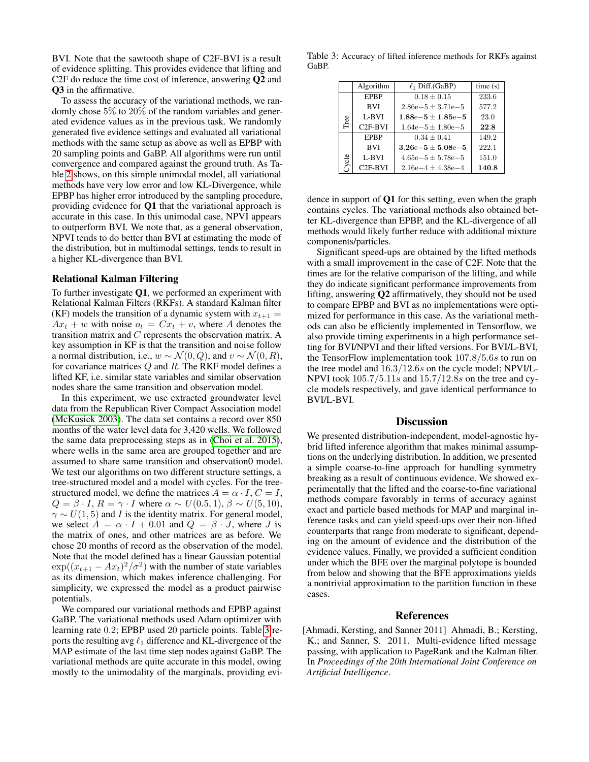BVI. Note that the sawtooth shape of C2F-BVI is a result of evidence splitting. This provides evidence that lifting and C2F do reduce the time cost of inference, answering **Q2** and **Q3** in the affirmative.

To assess the accuracy of the variational methods, we randomly chose 5% to 20% of the random variables and generated evidence values as in the previous task. We randomly generated five evidence settings and evaluated all variational methods with the same setup as above as well as EPBP with 20 sampling points and GaBP. All algorithms were run until convergence and compared against the ground truth. As Table 2 shows, on this simple unimodal model, all variational methods have very low error and low KL-Divergence, while EPBP has higher error introduced by the sampling procedure, providing evidence for **Q1** that the variational approach is accurate in this case. In this unimodal case, NPVI appears to outperform BVI. We note that, as a general observation, NPVI tends to do better than BVI at estimating the mode of the distribution, but in multimodal settings, tends to result in a higher KL-divergence than BVI.

## Relational Kalman Filtering

To further investigate **Q1**, we performed an experiment with Relational Kalman Filters (RKFs). A standard Kalman filter (KF) models the transition of a dynamic system with $x_{t+1} = Ax_t + w$ with noise $o_t = Cx_t + v$, where $A$ denotes the transition matrix and $C$ represents the observation matrix. A key assumption in KF is that the transition and noise follow a normal distribution, i.e., $w \sim \mathcal{N}(0, Q)$, and $v \sim \mathcal{N}(0, R)$, for covariance matrices $Q$ and $R$. The RKF model defines a lifted KF, i.e. similar state variables and similar observation nodes share the same transition and observation model.

In this experiment, we use extracted groundwater level data from the Republican River Compact Association model (McKusick 2003). The data set contains a record over 850 months of the water level data for 3,420 wells. We followed the same data preprocessing steps as in (Choi et al. 2015), where wells in the same area are grouped together and are assumed to share same transition and observation0 model. We test our algorithms on two different structure settings, a tree-structured model and a model with cycles. For the tree-structured model, we define the matrices $A = \alpha \cdot I$, $C = I$, $Q = \beta \cdot I$, $R = \gamma \cdot I$ where $\alpha \sim U(0.5, 1)$, $\beta \sim U(5, 10)$, $\gamma \sim U(1, 5)$ and $I$ is the identity matrix. For general model, we select $A = \alpha \cdot I + 0.01$ and $Q = \beta \cdot J$, where $J$ is the matrix of ones, and other matrices are as before. We chose 20 months of record as the observation of the model. Note that the model defined has a linear Gaussian potential $\exp((x_{t+1} - Ax_t)^2/\sigma^2)$ with the number of state variables as its dimension, which makes inference challenging. For simplicity, we expressed the model as a product pairwise potentials.

We compared our variational methods and EPBP against GaBP. The variational methods used Adam optimizer with learning rate 0.2; EPBP used 20 particle points. Table 3 reports the resulting avg $\ell_1$ difference and KL-divergence of the MAP estimate of the last time step nodes against GaBP. The variational methods are quite accurate in this model, owing mostly to the unimodality of the marginals, providing evidence in support of **Q1** for this setting, even when the graph contains cycles. The variational methods also obtained better KL-divergence than EPBP, and the KL-divergence of all methods would likely further reduce with additional mixture components/particles.

Table 3: Accuracy of lifted inference methods for RKFs against GaBP.

| | Algorithm | $\ell_1$ Diff.(GaBP) | time (s) |
|---|---|---|---|
| Tree | EPBP | $0.18 \pm 0.15$ | 233.6 |
| | BVI | $2.86\text{e}{-5} \pm 3.71\text{e}{-5}$ | 577.2 |
| | L-BVI | $\mathbf{1.88e{-5} \pm 1.85e{-5}}$ | 23.0 |
| | C2F-BVI | $1.64\text{e}{-5} \pm 1.80\text{e}{-5}$ | **22.8** |
| Cycle | EPBP | $0.34 \pm 0.41$ | 149.2 |
| | BVI | $\mathbf{3.26e{-5} \pm 5.08e{-5}}$ | 222.1 |
| | L-BVI | $4.65\text{e}{-5} \pm 5.78\text{e}{-5}$ | 151.0 |
| | C2F-BVI | $2.16\text{e}{-4} \pm 4.38\text{e}{-4}$ | **140.8** |

Significant speed-ups are obtained by the lifted methods with a small improvement in the case of C2F. Note that the times are for the relative comparison of the lifting, and while they do indicate significant performance improvements from lifting, answering **Q2** affirmatively, they should not be used to compare EPBP and BVI as no implementations were optimized for performance in this case. As the variational methods can also be efficiently implemented in Tensorflow, we also provide timing experiments in a high performance setting for BVI/NPVI and their lifted versions. For BVI/L-BVI, the TensorFlow implementation took $107.8/5.6s$ to run on the tree model and $16.3/12.6s$ on the cycle model; NPVI/L-NPVI took $105.7/5.11s$ and $15.7/12.8s$ on the tree and cycle models respectively, and gave identical performance to BVI/L-BVI.

## Discussion

We presented distribution-independent, model-agnostic hybrid lifted inference algorithm that makes minimal assumptions on the underlying distribution. In addition, we presented a simple coarse-to-fine approach for handling symmetry breaking as a result of continuous evidence. We showed experimentally that the lifted and the coarse-to-fine variational methods compare favorably in terms of accuracy against exact and particle based methods for MAP and marginal inference tasks and can yield speed-ups over their non-lifted counterparts that range from moderate to significant, depending on the amount of evidence and the distribution of the evidence values. Finally, we provided a sufficient condition under which the BFE over the marginal polytope is bounded from below and showing that the BFE approximations yields a nontrivial approximation to the partition function in these cases.

## References

[Ahmadi, Kersting, and Sanner 2011] Ahmadi, B.; Kersting, K.; and Sanner, S. 2011. Multi-evidence lifted message passing, with application to PageRank and the Kalman filter. In *Proceedings of the 20th International Joint Conference on Artificial Intelligence*.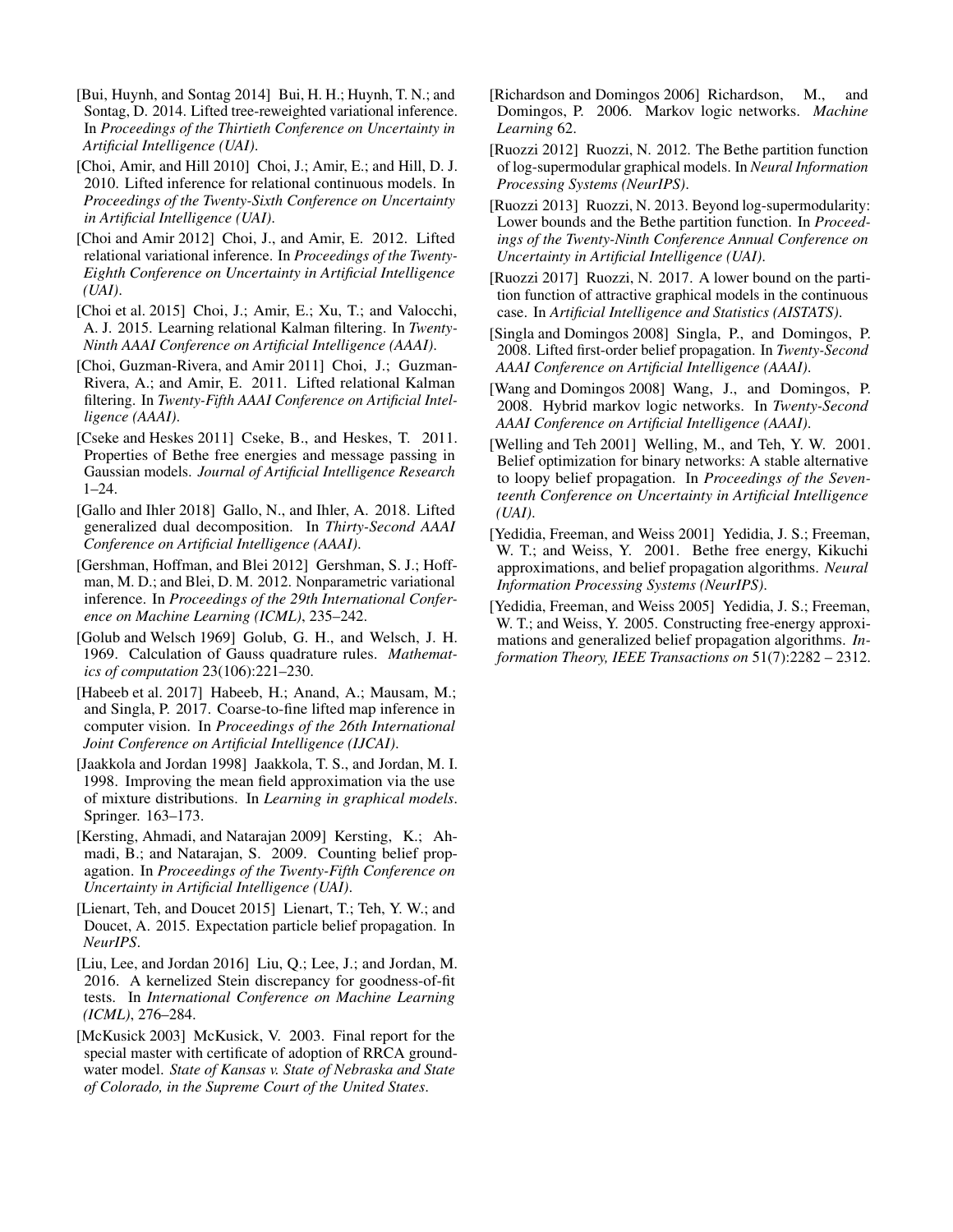[Bui, Huynh, and Sontag 2014] Bui, H. H.; Huynh, T. N.; and Sontag, D. 2014. Lifted tree-reweighted variational inference. In *Proceedings of the Thirtieth Conference on Uncertainty in Artificial Intelligence (UAI)*.

[Choi, Amir, and Hill 2010] Choi, J.; Amir, E.; and Hill, D. J. 2010. Lifted inference for relational continuous models. In *Proceedings of the Twenty-Sixth Conference on Uncertainty in Artificial Intelligence (UAI)*.

[Choi and Amir 2012] Choi, J., and Amir, E. 2012. Lifted relational variational inference. In *Proceedings of the Twenty-Eighth Conference on Uncertainty in Artificial Intelligence (UAI)*.

[Choi et al. 2015] Choi, J.; Amir, E.; Xu, T.; and Valocchi, A. J. 2015. Learning relational Kalman filtering. In *Twenty-Ninth AAAI Conference on Artificial Intelligence (AAAI)*.

[Choi, Guzman-Rivera, and Amir 2011] Choi, J.; Guzman-Rivera, A.; and Amir, E. 2011. Lifted relational Kalman filtering. In *Twenty-Fifth AAAI Conference on Artificial Intelligence (AAAI)*.

[Cseke and Heskes 2011] Cseke, B., and Heskes, T. 2011. Properties of Bethe free energies and message passing in Gaussian models. *Journal of Artificial Intelligence Research* 1–24.

[Gallo and Ihler 2018] Gallo, N., and Ihler, A. 2018. Lifted generalized dual decomposition. In *Thirty-Second AAAI Conference on Artificial Intelligence (AAAI)*.

[Gershman, Hoffman, and Blei 2012] Gershman, S. J.; Hoffman, M. D.; and Blei, D. M. 2012. Nonparametric variational inference. In *Proceedings of the 29th International Conference on Machine Learning (ICML)*, 235–242.

[Golub and Welsch 1969] Golub, G. H., and Welsch, J. H. 1969. Calculation of Gauss quadrature rules. *Mathematics of computation* 23(106):221–230.

[Habeeb et al. 2017] Habeeb, H.; Anand, A.; Mausam, M.; and Singla, P. 2017. Coarse-to-fine lifted map inference in computer vision. In *Proceedings of the 26th International Joint Conference on Artificial Intelligence (IJCAI)*.

[Jaakkola and Jordan 1998] Jaakkola, T. S., and Jordan, M. I. 1998. Improving the mean field approximation via the use of mixture distributions. In *Learning in graphical models*. Springer. 163–173.

[Kersting, Ahmadi, and Natarajan 2009] Kersting, K.; Ahmadi, B.; and Natarajan, S. 2009. Counting belief propagation. In *Proceedings of the Twenty-Fifth Conference on Uncertainty in Artificial Intelligence (UAI)*.

[Lienart, Teh, and Doucet 2015] Lienart, T.; Teh, Y. W.; and Doucet, A. 2015. Expectation particle belief propagation. In *NeurIPS*.

[Liu, Lee, and Jordan 2016] Liu, Q.; Lee, J.; and Jordan, M. 2016. A kernelized Stein discrepancy for goodness-of-fit tests. In *International Conference on Machine Learning (ICML)*, 276–284.

[McKusick 2003] McKusick, V. 2003. Final report for the special master with certificate of adoption of RRCA groundwater model. *State of Kansas v. State of Nebraska and State of Colorado, in the Supreme Court of the United States*.

[Richardson and Domingos 2006] Richardson, M., and Domingos, P. 2006. Markov logic networks. *Machine Learning* 62.

[Ruozzi 2012] Ruozzi, N. 2012. The Bethe partition function of log-supermodular graphical models. In *Neural Information Processing Systems (NeurIPS)*.

[Ruozzi 2013] Ruozzi, N. 2013. Beyond log-supermodularity: Lower bounds and the Bethe partition function. In *Proceedings of the Twenty-Ninth Conference Annual Conference on Uncertainty in Artificial Intelligence (UAI)*.

[Ruozzi 2017] Ruozzi, N. 2017. A lower bound on the partition function of attractive graphical models in the continuous case. In *Artificial Intelligence and Statistics (AISTATS)*.

[Singla and Domingos 2008] Singla, P., and Domingos, P. 2008. Lifted first-order belief propagation. In *Twenty-Second AAAI Conference on Artificial Intelligence (AAAI)*.

[Wang and Domingos 2008] Wang, J., and Domingos, P. 2008. Hybrid markov logic networks. In *Twenty-Second AAAI Conference on Artificial Intelligence (AAAI)*.

[Welling and Teh 2001] Welling, M., and Teh, Y. W. 2001. Belief optimization for binary networks: A stable alternative to loopy belief propagation. In *Proceedings of the Seventeenth Conference on Uncertainty in Artificial Intelligence (UAI)*.

[Yedidia, Freeman, and Weiss 2001] Yedidia, J. S.; Freeman, W. T.; and Weiss, Y. 2001. Bethe free energy, Kikuchi approximations, and belief propagation algorithms. *Neural Information Processing Systems (NeurIPS)*.

[Yedidia, Freeman, and Weiss 2005] Yedidia, J. S.; Freeman, W. T.; and Weiss, Y. 2005. Constructing free-energy approximations and generalized belief propagation algorithms. *Information Theory, IEEE Transactions on* 51(7):2282 – 2312.